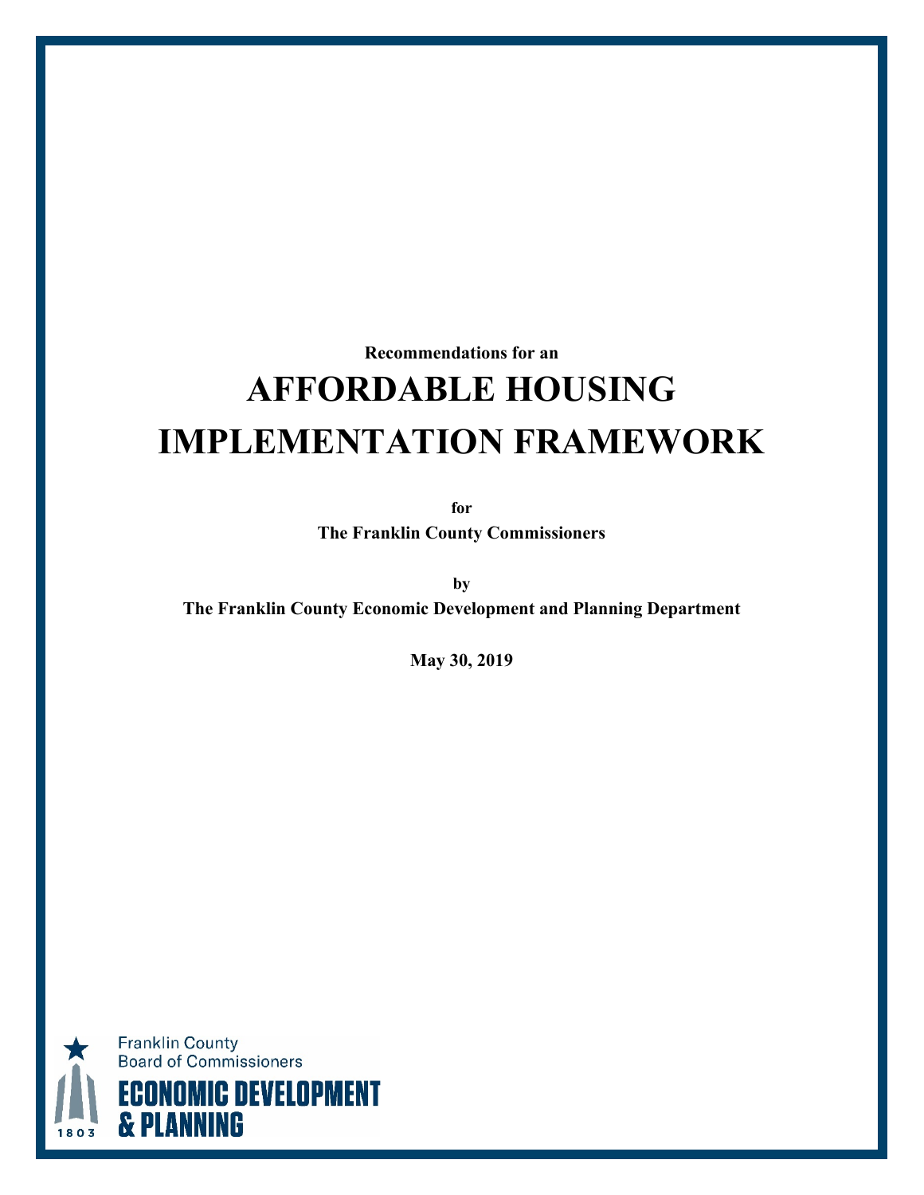**Recommendations for an**

# AFFORDABLE HOUSING IMPLEMENTATION FRAMEWORK

**for**

**The Franklin County Commissioners**

**by**

**The Franklin County Economic Development and Planning Department**

**May 30, 2019**

Franklin County
Board of Commissioners

ECONOMIC DEVELOPMENT
& PLANNING

1803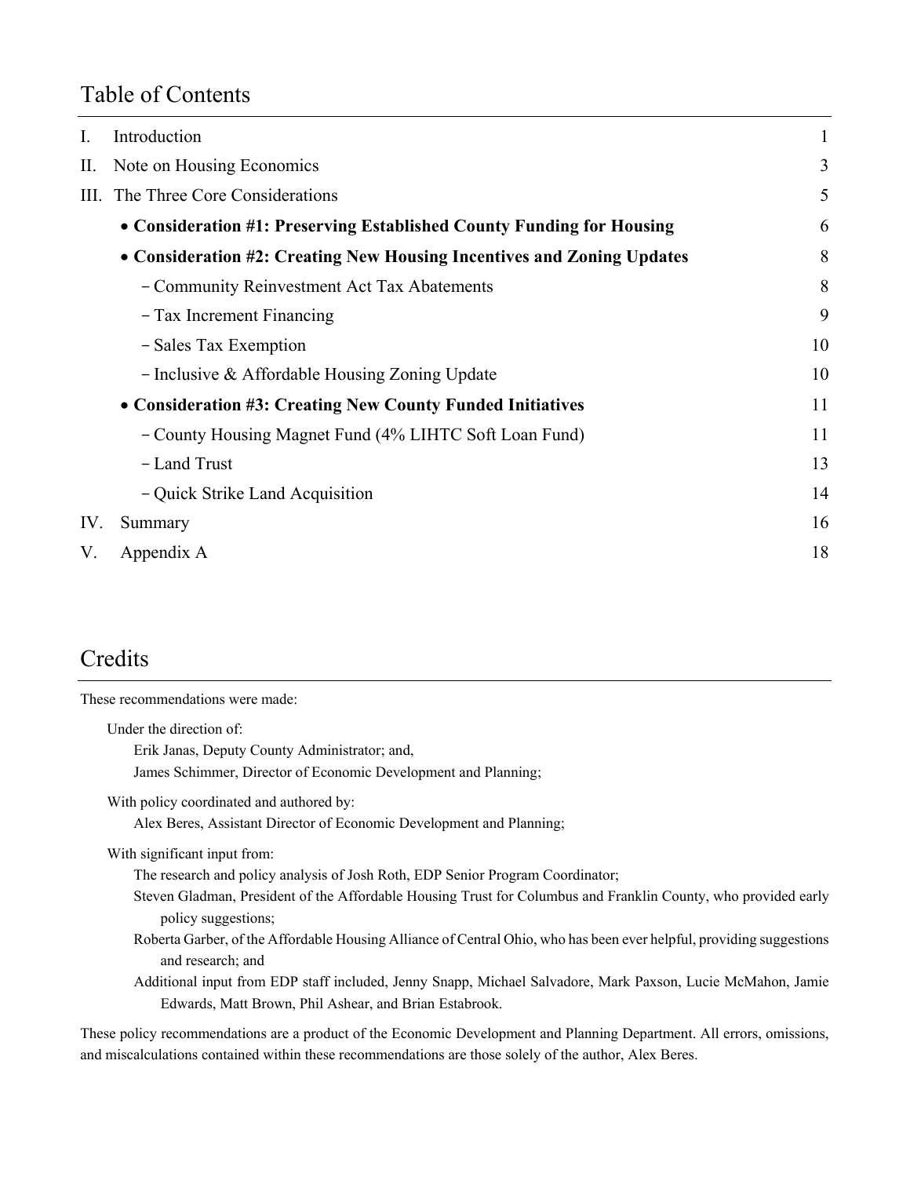## Table of Contents

| | | |
|---|---|---|
| I. | Introduction | 1 |
| II. | Note on Housing Economics | 3 |
| III. | The Three Core Considerations | 5 |
| | • **Consideration #1: Preserving Established County Funding for Housing** | 6 |
| | • **Consideration #2: Creating New Housing Incentives and Zoning Updates** | 8 |
| | – Community Reinvestment Act Tax Abatements | 8 |
| | – Tax Increment Financing | 9 |
| | – Sales Tax Exemption | 10 |
| | – Inclusive & Affordable Housing Zoning Update | 10 |
| | • **Consideration #3: Creating New County Funded Initiatives** | 11 |
| | – County Housing Magnet Fund (4% LIHTC Soft Loan Fund) | 11 |
| | – Land Trust | 13 |
| | – Quick Strike Land Acquisition | 14 |
| IV. | Summary | 16 |
| V. | Appendix A | 18 |

## Credits

These recommendations were made:

Under the direction of:
- Erik Janas, Deputy County Administrator; and,
- James Schimmer, Director of Economic Development and Planning;

With policy coordinated and authored by:
- Alex Beres, Assistant Director of Economic Development and Planning;

With significant input from:
- The research and policy analysis of Josh Roth, EDP Senior Program Coordinator;
- Steven Gladman, President of the Affordable Housing Trust for Columbus and Franklin County, who provided early policy suggestions;
- Roberta Garber, of the Affordable Housing Alliance of Central Ohio, who has been ever helpful, providing suggestions and research; and
- Additional input from EDP staff included, Jenny Snapp, Michael Salvadore, Mark Paxson, Lucie McMahon, Jamie Edwards, Matt Brown, Phil Ashear, and Brian Estabrook.

These policy recommendations are a product of the Economic Development and Planning Department. All errors, omissions, and miscalculations contained within these recommendations are those solely of the author, Alex Beres.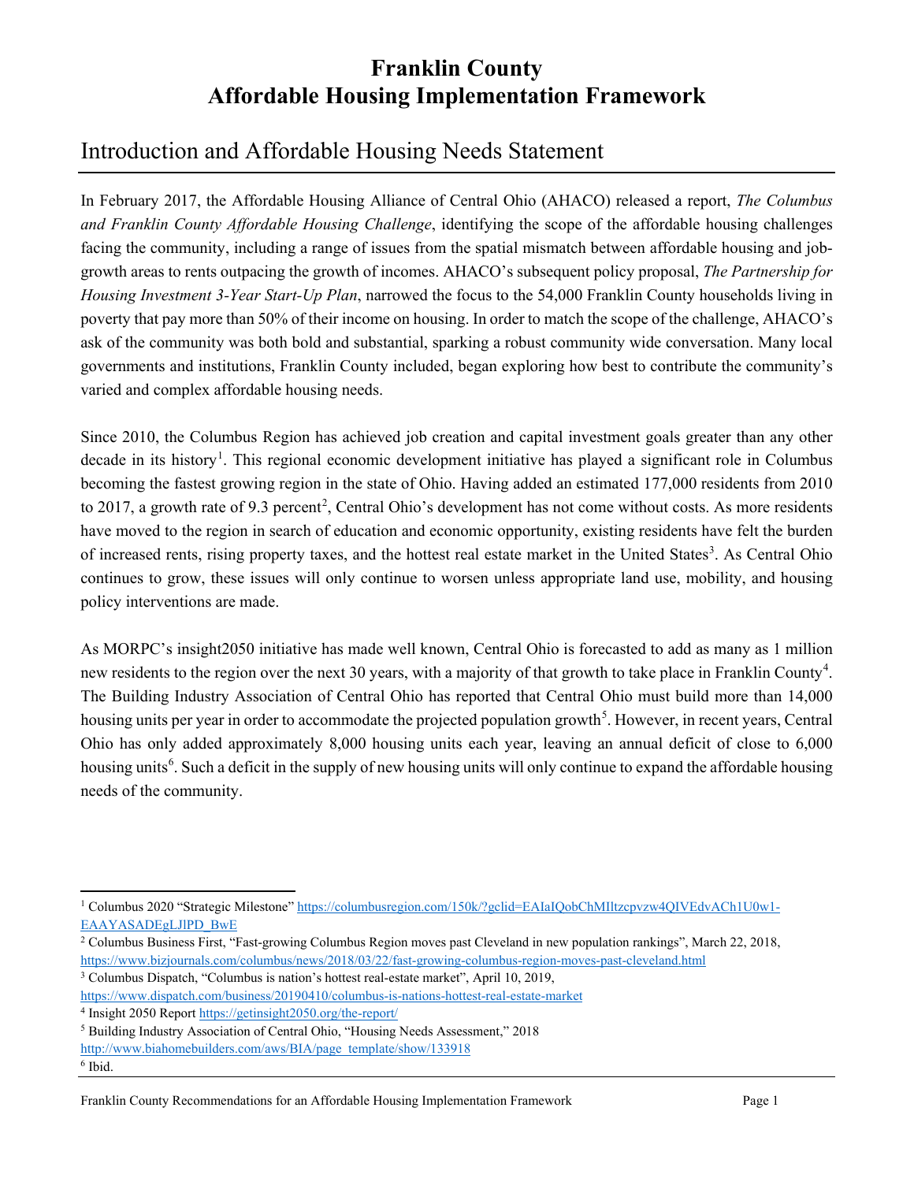# Franklin County Affordable Housing Implementation Framework

## Introduction and Affordable Housing Needs Statement

In February 2017, the Affordable Housing Alliance of Central Ohio (AHACO) released a report, *The Columbus and Franklin County Affordable Housing Challenge*, identifying the scope of the affordable housing challenges facing the community, including a range of issues from the spatial mismatch between affordable housing and job-growth areas to rents outpacing the growth of incomes. AHACO's subsequent policy proposal, *The Partnership for Housing Investment 3-Year Start-Up Plan*, narrowed the focus to the 54,000 Franklin County households living in poverty that pay more than 50% of their income on housing. In order to match the scope of the challenge, AHACO's ask of the community was both bold and substantial, sparking a robust community wide conversation. Many local governments and institutions, Franklin County included, began exploring how best to contribute the community's varied and complex affordable housing needs.

Since 2010, the Columbus Region has achieved job creation and capital investment goals greater than any other decade in its history[1]. This regional economic development initiative has played a significant role in Columbus becoming the fastest growing region in the state of Ohio. Having added an estimated 177,000 residents from 2010 to 2017, a growth rate of 9.3 percent[2], Central Ohio's development has not come without costs. As more residents have moved to the region in search of education and economic opportunity, existing residents have felt the burden of increased rents, rising property taxes, and the hottest real estate market in the United States[3]. As Central Ohio continues to grow, these issues will only continue to worsen unless appropriate land use, mobility, and housing policy interventions are made.

As MORPC's insight2050 initiative has made well known, Central Ohio is forecasted to add as many as 1 million new residents to the region over the next 30 years, with a majority of that growth to take place in Franklin County[4]. The Building Industry Association of Central Ohio has reported that Central Ohio must build more than 14,000 housing units per year in order to accommodate the projected population growth[5]. However, in recent years, Central Ohio has only added approximately 8,000 housing units each year, leaving an annual deficit of close to 6,000 housing units[6]. Such a deficit in the supply of new housing units will only continue to expand the affordable housing needs of the community.

---

[1] Columbus 2020 "Strategic Milestone" https://columbusregion.com/150k/?gclid=EAIaIQobChMIltzcpvzw4QIVEdvACh1U0w1-EAAYASADEgLJlPD_BwE

[2] Columbus Business First, "Fast-growing Columbus Region moves past Cleveland in new population rankings", March 22, 2018, https://www.bizjournals.com/columbus/news/2018/03/22/fast-growing-columbus-region-moves-past-cleveland.html

[3] Columbus Dispatch, "Columbus is nation's hottest real-estate market", April 10, 2019, https://www.dispatch.com/business/20190410/columbus-is-nations-hottest-real-estate-market

[4] Insight 2050 Report https://getinsight2050.org/the-report/

[5] Building Industry Association of Central Ohio, "Housing Needs Assessment," 2018 http://www.biahomebuilders.com/aws/BIA/page_template/show/133918

[6] Ibid.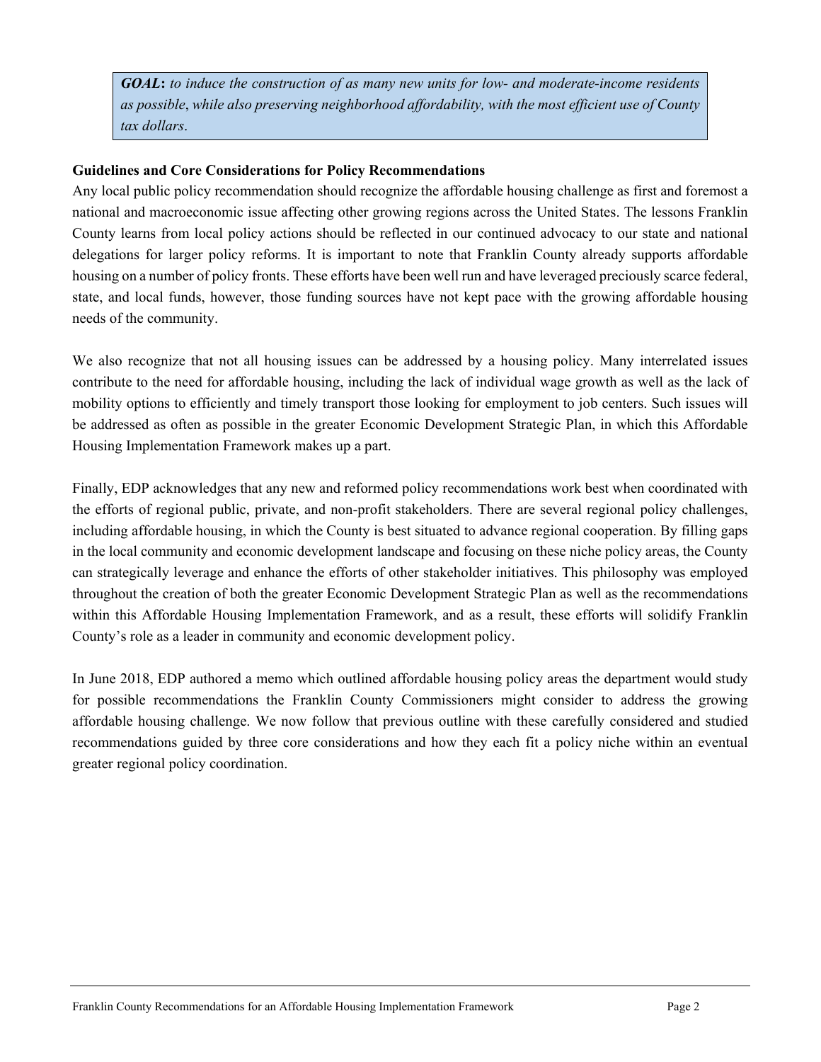***GOAL**: to induce the construction of as many new units for low- and moderate-income residents as possible, while also preserving neighborhood affordability, with the most efficient use of County tax dollars.*

**Guidelines and Core Considerations for Policy Recommendations**

Any local public policy recommendation should recognize the affordable housing challenge as first and foremost a national and macroeconomic issue affecting other growing regions across the United States. The lessons Franklin County learns from local policy actions should be reflected in our continued advocacy to our state and national delegations for larger policy reforms. It is important to note that Franklin County already supports affordable housing on a number of policy fronts. These efforts have been well run and have leveraged preciously scarce federal, state, and local funds, however, those funding sources have not kept pace with the growing affordable housing needs of the community.

We also recognize that not all housing issues can be addressed by a housing policy. Many interrelated issues contribute to the need for affordable housing, including the lack of individual wage growth as well as the lack of mobility options to efficiently and timely transport those looking for employment to job centers. Such issues will be addressed as often as possible in the greater Economic Development Strategic Plan, in which this Affordable Housing Implementation Framework makes up a part.

Finally, EDP acknowledges that any new and reformed policy recommendations work best when coordinated with the efforts of regional public, private, and non-profit stakeholders. There are several regional policy challenges, including affordable housing, in which the County is best situated to advance regional cooperation. By filling gaps in the local community and economic development landscape and focusing on these niche policy areas, the County can strategically leverage and enhance the efforts of other stakeholder initiatives. This philosophy was employed throughout the creation of both the greater Economic Development Strategic Plan as well as the recommendations within this Affordable Housing Implementation Framework, and as a result, these efforts will solidify Franklin County's role as a leader in community and economic development policy.

In June 2018, EDP authored a memo which outlined affordable housing policy areas the department would study for possible recommendations the Franklin County Commissioners might consider to address the growing affordable housing challenge. We now follow that previous outline with these carefully considered and studied recommendations guided by three core considerations and how they each fit a policy niche within an eventual greater regional policy coordination.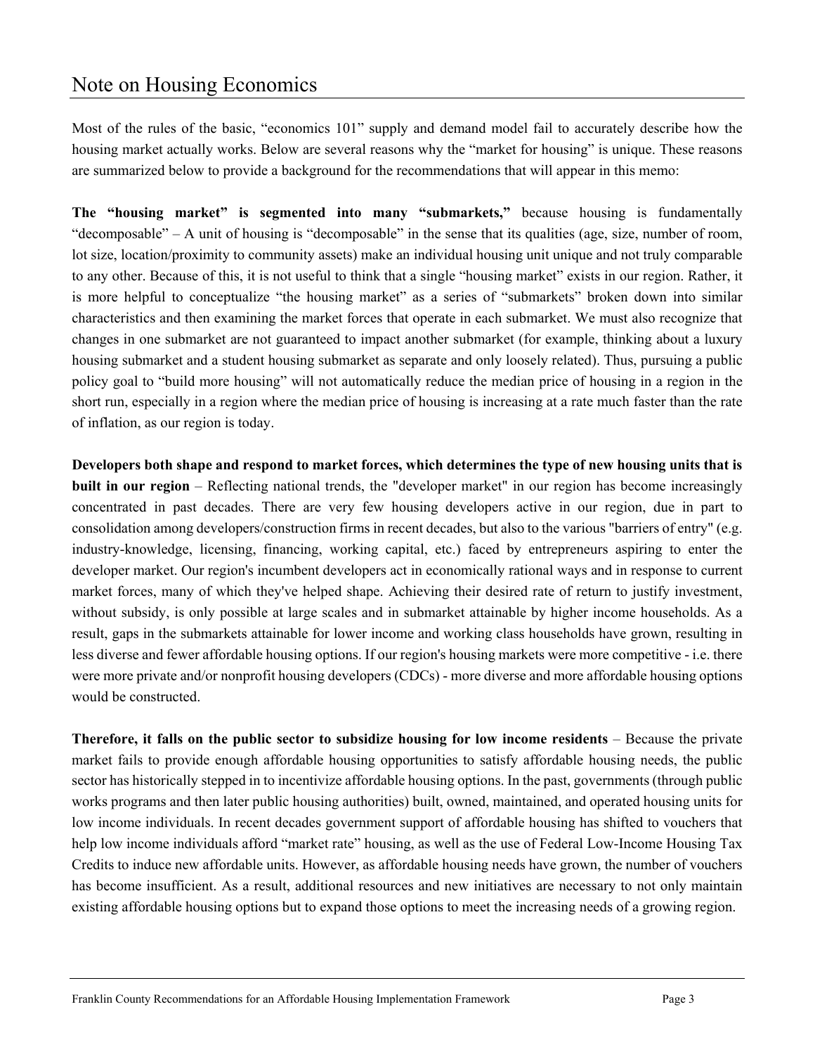# Note on Housing Economics

Most of the rules of the basic, "economics 101" supply and demand model fail to accurately describe how the housing market actually works. Below are several reasons why the "market for housing" is unique. These reasons are summarized below to provide a background for the recommendations that will appear in this memo:

**The "housing market" is segmented into many "submarkets,"** because housing is fundamentally "decomposable" – A unit of housing is "decomposable" in the sense that its qualities (age, size, number of room, lot size, location/proximity to community assets) make an individual housing unit unique and not truly comparable to any other. Because of this, it is not useful to think that a single "housing market" exists in our region. Rather, it is more helpful to conceptualize "the housing market" as a series of "submarkets" broken down into similar characteristics and then examining the market forces that operate in each submarket. We must also recognize that changes in one submarket are not guaranteed to impact another submarket (for example, thinking about a luxury housing submarket and a student housing submarket as separate and only loosely related). Thus, pursuing a public policy goal to "build more housing" will not automatically reduce the median price of housing in a region in the short run, especially in a region where the median price of housing is increasing at a rate much faster than the rate of inflation, as our region is today.

**Developers both shape and respond to market forces, which determines the type of new housing units that is built in our region** – Reflecting national trends, the "developer market" in our region has become increasingly concentrated in past decades. There are very few housing developers active in our region, due in part to consolidation among developers/construction firms in recent decades, but also to the various "barriers of entry" (e.g. industry-knowledge, licensing, financing, working capital, etc.) faced by entrepreneurs aspiring to enter the developer market. Our region's incumbent developers act in economically rational ways and in response to current market forces, many of which they've helped shape. Achieving their desired rate of return to justify investment, without subsidy, is only possible at large scales and in submarket attainable by higher income households. As a result, gaps in the submarkets attainable for lower income and working class households have grown, resulting in less diverse and fewer affordable housing options. If our region's housing markets were more competitive - i.e. there were more private and/or nonprofit housing developers (CDCs) - more diverse and more affordable housing options would be constructed.

**Therefore, it falls on the public sector to subsidize housing for low income residents** – Because the private market fails to provide enough affordable housing opportunities to satisfy affordable housing needs, the public sector has historically stepped in to incentivize affordable housing options. In the past, governments (through public works programs and then later public housing authorities) built, owned, maintained, and operated housing units for low income individuals. In recent decades government support of affordable housing has shifted to vouchers that help low income individuals afford "market rate" housing, as well as the use of Federal Low-Income Housing Tax Credits to induce new affordable units. However, as affordable housing needs have grown, the number of vouchers has become insufficient. As a result, additional resources and new initiatives are necessary to not only maintain existing affordable housing options but to expand those options to meet the increasing needs of a growing region.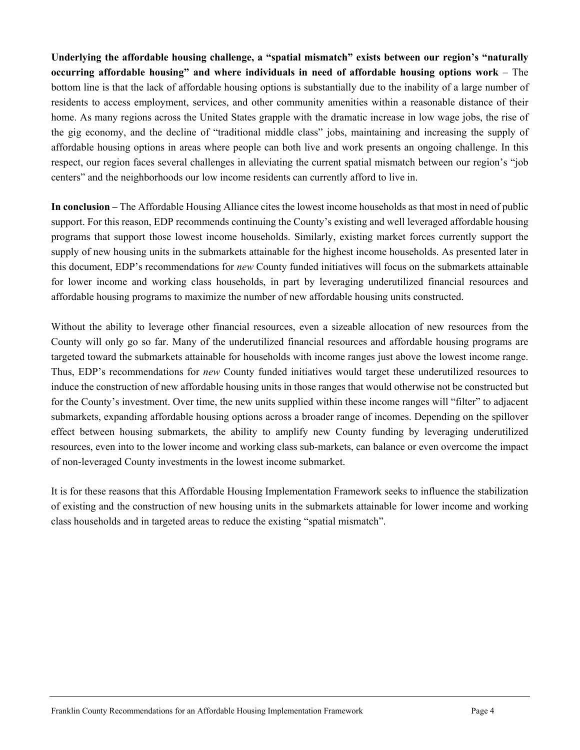**Underlying the affordable housing challenge, a "spatial mismatch" exists between our region's "naturally occurring affordable housing" and where individuals in need of affordable housing options work** – The bottom line is that the lack of affordable housing options is substantially due to the inability of a large number of residents to access employment, services, and other community amenities within a reasonable distance of their home. As many regions across the United States grapple with the dramatic increase in low wage jobs, the rise of the gig economy, and the decline of "traditional middle class" jobs, maintaining and increasing the supply of affordable housing options in areas where people can both live and work presents an ongoing challenge. In this respect, our region faces several challenges in alleviating the current spatial mismatch between our region's "job centers" and the neighborhoods our low income residents can currently afford to live in.

**In conclusion –** The Affordable Housing Alliance cites the lowest income households as that most in need of public support. For this reason, EDP recommends continuing the County's existing and well leveraged affordable housing programs that support those lowest income households. Similarly, existing market forces currently support the supply of new housing units in the submarkets attainable for the highest income households. As presented later in this document, EDP's recommendations for *new* County funded initiatives will focus on the submarkets attainable for lower income and working class households, in part by leveraging underutilized financial resources and affordable housing programs to maximize the number of new affordable housing units constructed.

Without the ability to leverage other financial resources, even a sizeable allocation of new resources from the County will only go so far. Many of the underutilized financial resources and affordable housing programs are targeted toward the submarkets attainable for households with income ranges just above the lowest income range. Thus, EDP's recommendations for *new* County funded initiatives would target these underutilized resources to induce the construction of new affordable housing units in those ranges that would otherwise not be constructed but for the County's investment. Over time, the new units supplied within these income ranges will "filter" to adjacent submarkets, expanding affordable housing options across a broader range of incomes. Depending on the spillover effect between housing submarkets, the ability to amplify new County funding by leveraging underutilized resources, even into to the lower income and working class sub-markets, can balance or even overcome the impact of non-leveraged County investments in the lowest income submarket.

It is for these reasons that this Affordable Housing Implementation Framework seeks to influence the stabilization of existing and the construction of new housing units in the submarkets attainable for lower income and working class households and in targeted areas to reduce the existing "spatial mismatch".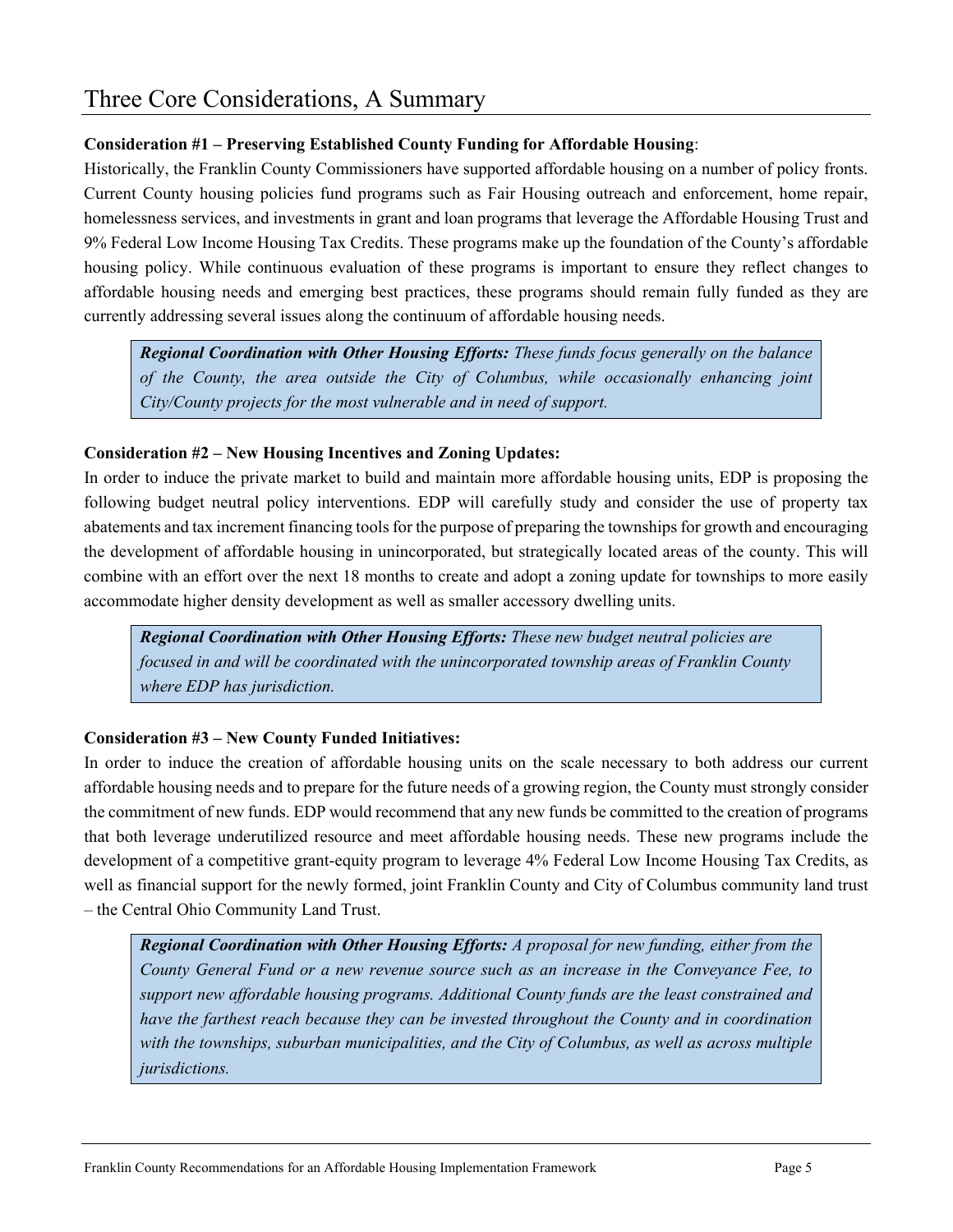# Three Core Considerations, A Summary

**Consideration #1 – Preserving Established County Funding for Affordable Housing**:
Historically, the Franklin County Commissioners have supported affordable housing on a number of policy fronts. Current County housing policies fund programs such as Fair Housing outreach and enforcement, home repair, homelessness services, and investments in grant and loan programs that leverage the Affordable Housing Trust and 9% Federal Low Income Housing Tax Credits. These programs make up the foundation of the County's affordable housing policy. While continuous evaluation of these programs is important to ensure they reflect changes to affordable housing needs and emerging best practices, these programs should remain fully funded as they are currently addressing several issues along the continuum of affordable housing needs.

> ***Regional Coordination with Other Housing Efforts:*** *These funds focus generally on the balance of the County, the area outside the City of Columbus, while occasionally enhancing joint City/County projects for the most vulnerable and in need of support.*

**Consideration #2 – New Housing Incentives and Zoning Updates:**
In order to induce the private market to build and maintain more affordable housing units, EDP is proposing the following budget neutral policy interventions. EDP will carefully study and consider the use of property tax abatements and tax increment financing tools for the purpose of preparing the townships for growth and encouraging the development of affordable housing in unincorporated, but strategically located areas of the county. This will combine with an effort over the next 18 months to create and adopt a zoning update for townships to more easily accommodate higher density development as well as smaller accessory dwelling units.

> ***Regional Coordination with Other Housing Efforts:*** *These new budget neutral policies are focused in and will be coordinated with the unincorporated township areas of Franklin County where EDP has jurisdiction.*

**Consideration #3 – New County Funded Initiatives:**
In order to induce the creation of affordable housing units on the scale necessary to both address our current affordable housing needs and to prepare for the future needs of a growing region, the County must strongly consider the commitment of new funds. EDP would recommend that any new funds be committed to the creation of programs that both leverage underutilized resource and meet affordable housing needs. These new programs include the development of a competitive grant-equity program to leverage 4% Federal Low Income Housing Tax Credits, as well as financial support for the newly formed, joint Franklin County and City of Columbus community land trust – the Central Ohio Community Land Trust.

> ***Regional Coordination with Other Housing Efforts:*** *A proposal for new funding, either from the County General Fund or a new revenue source such as an increase in the Conveyance Fee, to support new affordable housing programs. Additional County funds are the least constrained and have the farthest reach because they can be invested throughout the County and in coordination with the townships, suburban municipalities, and the City of Columbus, as well as across multiple jurisdictions.*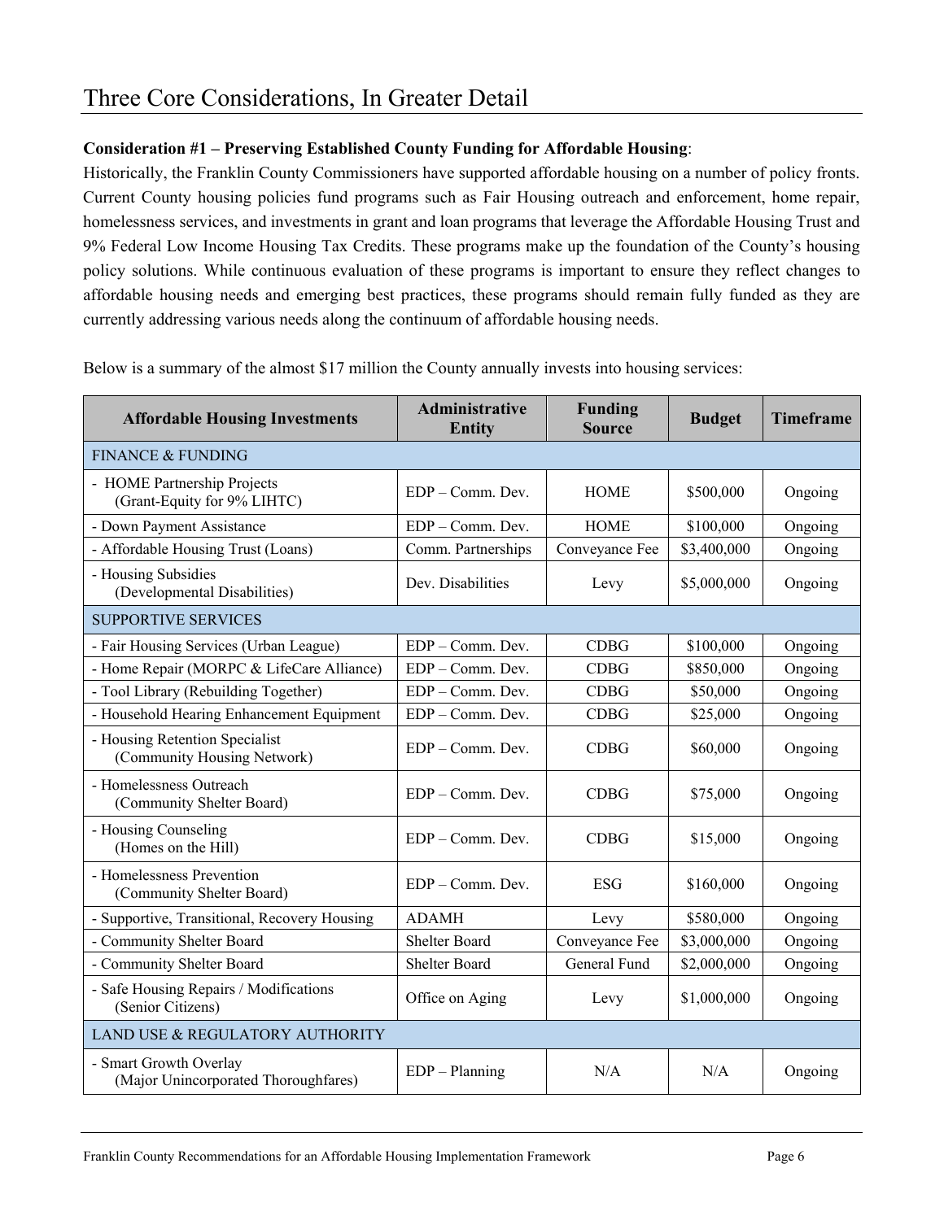# Three Core Considerations, In Greater Detail

**Consideration #1 – Preserving Established County Funding for Affordable Housing**:
Historically, the Franklin County Commissioners have supported affordable housing on a number of policy fronts. Current County housing policies fund programs such as Fair Housing outreach and enforcement, home repair, homelessness services, and investments in grant and loan programs that leverage the Affordable Housing Trust and 9% Federal Low Income Housing Tax Credits. These programs make up the foundation of the County's housing policy solutions. While continuous evaluation of these programs is important to ensure they reflect changes to affordable housing needs and emerging best practices, these programs should remain fully funded as they are currently addressing various needs along the continuum of affordable housing needs.

Below is a summary of the almost $17 million the County annually invests into housing services:

| Affordable Housing Investments | Administrative Entity | Funding Source | Budget | Timeframe |
|---|---|---|---|---|
| FINANCE & FUNDING | | | | |
| - HOME Partnership Projects (Grant-Equity for 9% LIHTC) | EDP – Comm. Dev. | HOME | $500,000 | Ongoing |
| - Down Payment Assistance | EDP – Comm. Dev. | HOME | $100,000 | Ongoing |
| - Affordable Housing Trust (Loans) | Comm. Partnerships | Conveyance Fee | $3,400,000 | Ongoing |
| - Housing Subsidies (Developmental Disabilities) | Dev. Disabilities | Levy | $5,000,000 | Ongoing |
| SUPPORTIVE SERVICES | | | | |
| - Fair Housing Services (Urban League) | EDP – Comm. Dev. | CDBG | $100,000 | Ongoing |
| - Home Repair (MORPC & LifeCare Alliance) | EDP – Comm. Dev. | CDBG | $850,000 | Ongoing |
| - Tool Library (Rebuilding Together) | EDP – Comm. Dev. | CDBG | $50,000 | Ongoing |
| - Household Hearing Enhancement Equipment | EDP – Comm. Dev. | CDBG | $25,000 | Ongoing |
| - Housing Retention Specialist (Community Housing Network) | EDP – Comm. Dev. | CDBG | $60,000 | Ongoing |
| - Homelessness Outreach (Community Shelter Board) | EDP – Comm. Dev. | CDBG | $75,000 | Ongoing |
| - Housing Counseling (Homes on the Hill) | EDP – Comm. Dev. | CDBG | $15,000 | Ongoing |
| - Homelessness Prevention (Community Shelter Board) | EDP – Comm. Dev. | ESG | $160,000 | Ongoing |
| - Supportive, Transitional, Recovery Housing | ADAMH | Levy | $580,000 | Ongoing |
| - Community Shelter Board | Shelter Board | Conveyance Fee | $3,000,000 | Ongoing |
| - Community Shelter Board | Shelter Board | General Fund | $2,000,000 | Ongoing |
| - Safe Housing Repairs / Modifications (Senior Citizens) | Office on Aging | Levy | $1,000,000 | Ongoing |
| LAND USE & REGULATORY AUTHORITY | | | | |
| - Smart Growth Overlay (Major Unincorporated Thoroughfares) | EDP – Planning | N/A | N/A | Ongoing |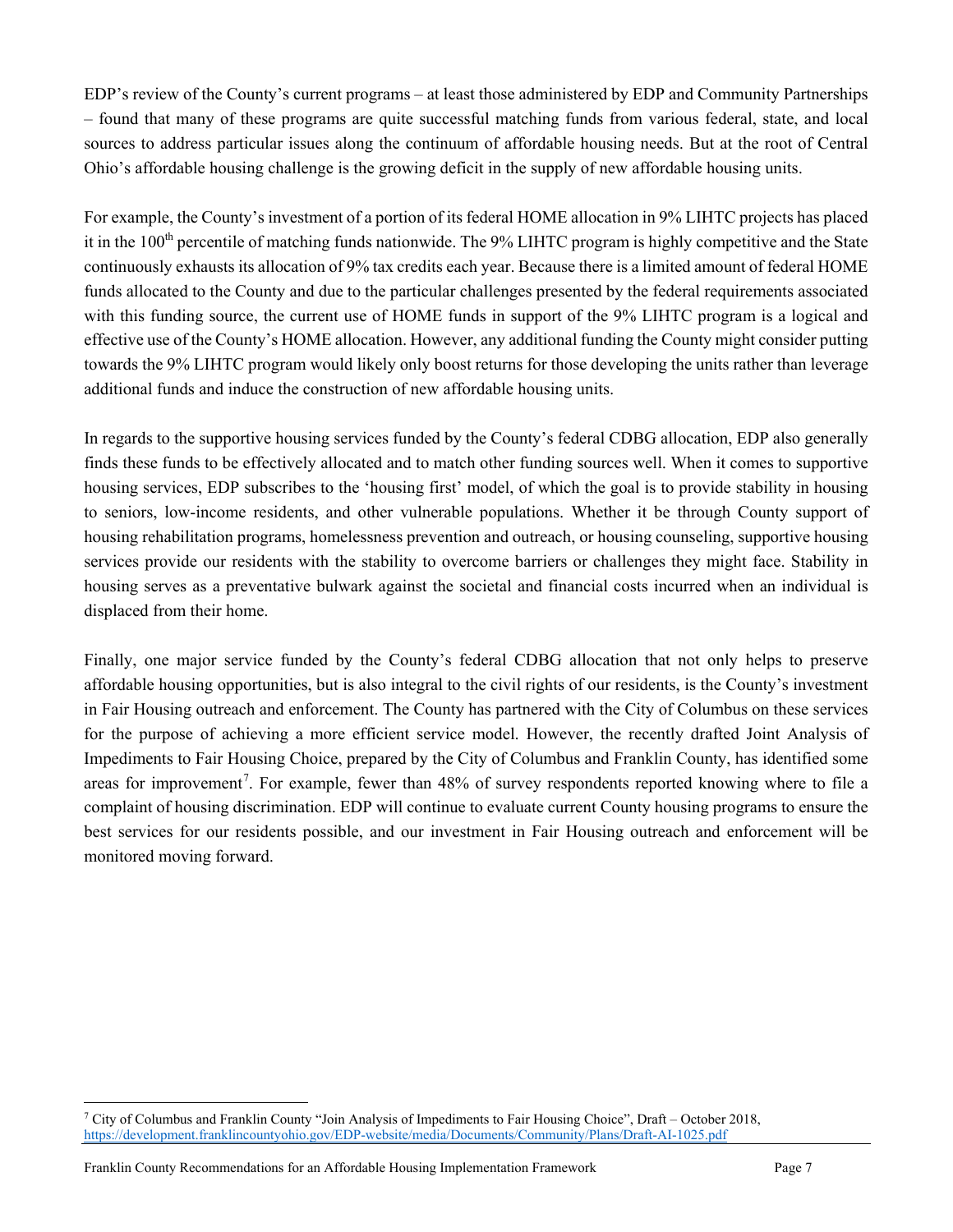EDP's review of the County's current programs – at least those administered by EDP and Community Partnerships – found that many of these programs are quite successful matching funds from various federal, state, and local sources to address particular issues along the continuum of affordable housing needs. But at the root of Central Ohio's affordable housing challenge is the growing deficit in the supply of new affordable housing units.

For example, the County's investment of a portion of its federal HOME allocation in 9% LIHTC projects has placed it in the 100th percentile of matching funds nationwide. The 9% LIHTC program is highly competitive and the State continuously exhausts its allocation of 9% tax credits each year. Because there is a limited amount of federal HOME funds allocated to the County and due to the particular challenges presented by the federal requirements associated with this funding source, the current use of HOME funds in support of the 9% LIHTC program is a logical and effective use of the County's HOME allocation. However, any additional funding the County might consider putting towards the 9% LIHTC program would likely only boost returns for those developing the units rather than leverage additional funds and induce the construction of new affordable housing units.

In regards to the supportive housing services funded by the County's federal CDBG allocation, EDP also generally finds these funds to be effectively allocated and to match other funding sources well. When it comes to supportive housing services, EDP subscribes to the 'housing first' model, of which the goal is to provide stability in housing to seniors, low-income residents, and other vulnerable populations. Whether it be through County support of housing rehabilitation programs, homelessness prevention and outreach, or housing counseling, supportive housing services provide our residents with the stability to overcome barriers or challenges they might face. Stability in housing serves as a preventative bulwark against the societal and financial costs incurred when an individual is displaced from their home.

Finally, one major service funded by the County's federal CDBG allocation that not only helps to preserve affordable housing opportunities, but is also integral to the civil rights of our residents, is the County's investment in Fair Housing outreach and enforcement. The County has partnered with the City of Columbus on these services for the purpose of achieving a more efficient service model. However, the recently drafted Joint Analysis of Impediments to Fair Housing Choice, prepared by the City of Columbus and Franklin County, has identified some areas for improvement[7]. For example, fewer than 48% of survey respondents reported knowing where to file a complaint of housing discrimination. EDP will continue to evaluate current County housing programs to ensure the best services for our residents possible, and our investment in Fair Housing outreach and enforcement will be monitored moving forward.

[7] City of Columbus and Franklin County "Join Analysis of Impediments to Fair Housing Choice", Draft – October 2018, https://development.franklincountyohio.gov/EDP-website/media/Documents/Community/Plans/Draft-AI-1025.pdf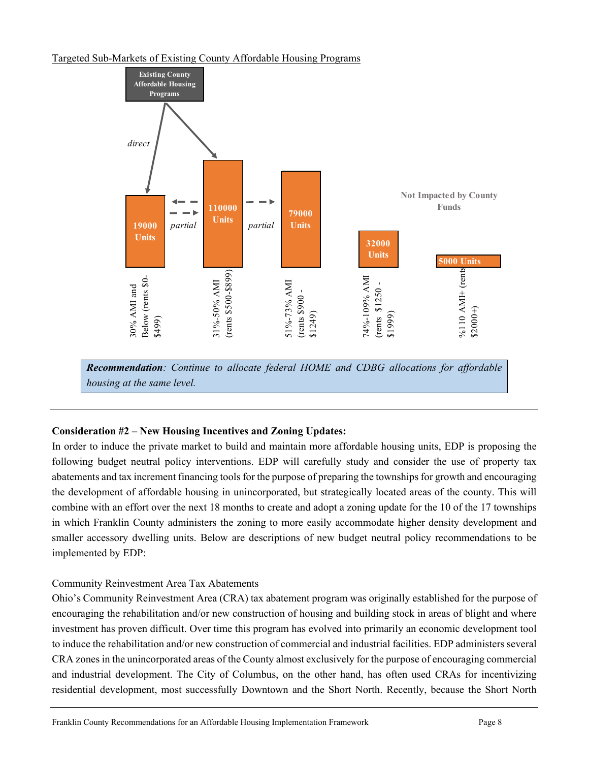Targeted Sub-Markets of Existing County Affordable Housing Programs

Existing County Affordable Housing Programs

direct

partial

partial

19000 Units

110000 Units

79000 Units

32000 Units

5000 Units

Not Impacted by County Funds

30% AMI and Below (rents $0-$499)

31%-50% AMI (rents $500-$899)

51%-73% AMI (rents $900 - $1249)

74%-109% AMI (rents $1250 - $1999)

%110 AMI+ (rents $2000+)

> ***Recommendation****: Continue to allocate federal HOME and CDBG allocations for affordable housing at the same level.*

---

**Consideration #2 – New Housing Incentives and Zoning Updates:**

In order to induce the private market to build and maintain more affordable housing units, EDP is proposing the following budget neutral policy interventions. EDP will carefully study and consider the use of property tax abatements and tax increment financing tools for the purpose of preparing the townships for growth and encouraging the development of affordable housing in unincorporated, but strategically located areas of the county. This will combine with an effort over the next 18 months to create and adopt a zoning update for the 10 of the 17 townships in which Franklin County administers the zoning to more easily accommodate higher density development and smaller accessory dwelling units. Below are descriptions of new budget neutral policy recommendations to be implemented by EDP:

Community Reinvestment Area Tax Abatements

Ohio's Community Reinvestment Area (CRA) tax abatement program was originally established for the purpose of encouraging the rehabilitation and/or new construction of housing and building stock in areas of blight and where investment has proven difficult. Over time this program has evolved into primarily an economic development tool to induce the rehabilitation and/or new construction of commercial and industrial facilities. EDP administers several CRA zones in the unincorporated areas of the County almost exclusively for the purpose of encouraging commercial and industrial development. The City of Columbus, on the other hand, has often used CRAs for incentivizing residential development, most successfully Downtown and the Short North. Recently, because the Short North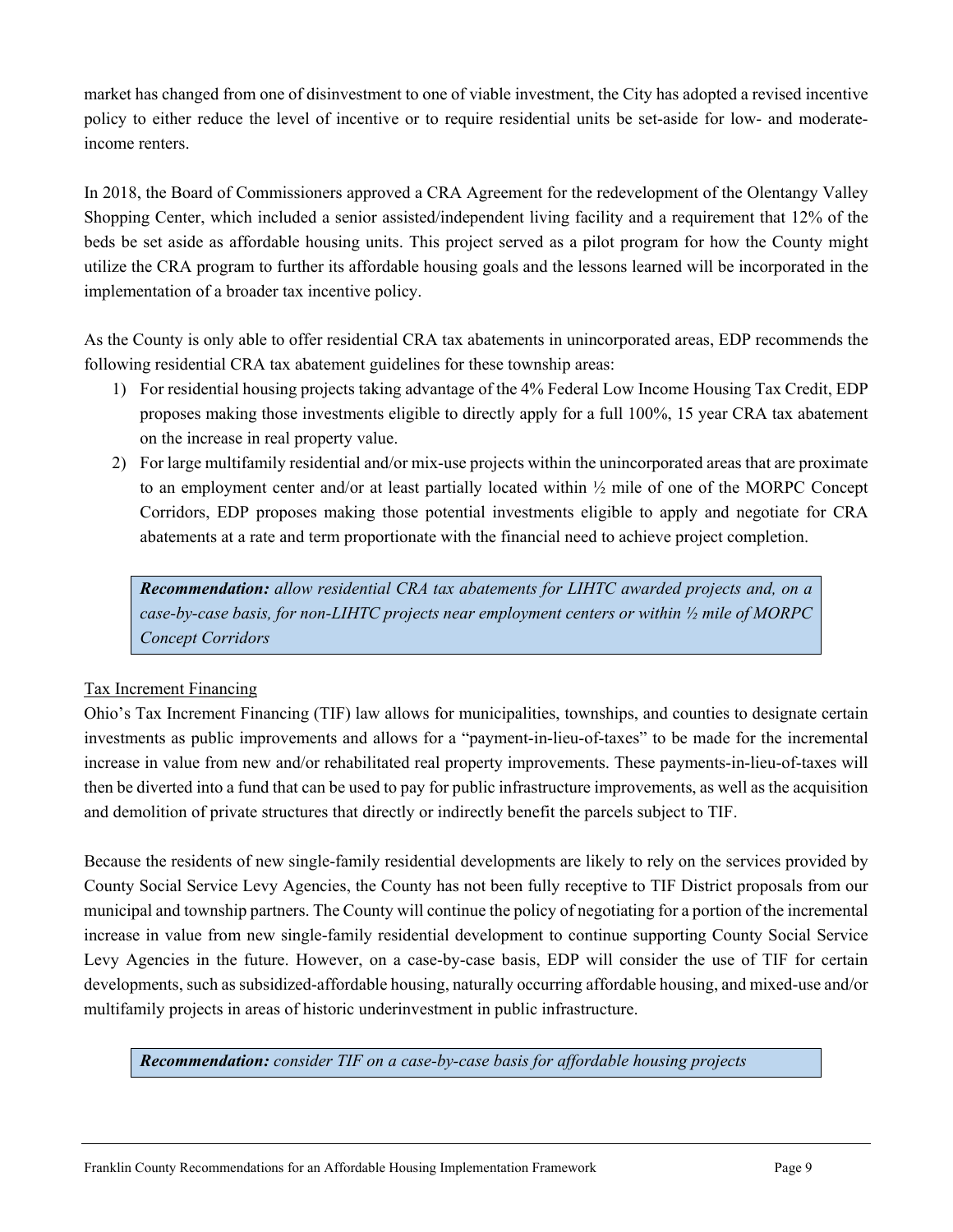market has changed from one of disinvestment to one of viable investment, the City has adopted a revised incentive policy to either reduce the level of incentive or to require residential units be set-aside for low- and moderate-income renters.

In 2018, the Board of Commissioners approved a CRA Agreement for the redevelopment of the Olentangy Valley Shopping Center, which included a senior assisted/independent living facility and a requirement that 12% of the beds be set aside as affordable housing units. This project served as a pilot program for how the County might utilize the CRA program to further its affordable housing goals and the lessons learned will be incorporated in the implementation of a broader tax incentive policy.

As the County is only able to offer residential CRA tax abatements in unincorporated areas, EDP recommends the following residential CRA tax abatement guidelines for these township areas:

1) For residential housing projects taking advantage of the 4% Federal Low Income Housing Tax Credit, EDP proposes making those investments eligible to directly apply for a full 100%, 15 year CRA tax abatement on the increase in real property value.
2) For large multifamily residential and/or mix-use projects within the unincorporated areas that are proximate to an employment center and/or at least partially located within ½ mile of one of the MORPC Concept Corridors, EDP proposes making those potential investments eligible to apply and negotiate for CRA abatements at a rate and term proportionate with the financial need to achieve project completion.

> ***Recommendation:*** *allow residential CRA tax abatements for LIHTC awarded projects and, on a case-by-case basis, for non-LIHTC projects near employment centers or within ½ mile of MORPC Concept Corridors*

Tax Increment Financing

Ohio's Tax Increment Financing (TIF) law allows for municipalities, townships, and counties to designate certain investments as public improvements and allows for a "payment-in-lieu-of-taxes" to be made for the incremental increase in value from new and/or rehabilitated real property improvements. These payments-in-lieu-of-taxes will then be diverted into a fund that can be used to pay for public infrastructure improvements, as well as the acquisition and demolition of private structures that directly or indirectly benefit the parcels subject to TIF.

Because the residents of new single-family residential developments are likely to rely on the services provided by County Social Service Levy Agencies, the County has not been fully receptive to TIF District proposals from our municipal and township partners. The County will continue the policy of negotiating for a portion of the incremental increase in value from new single-family residential development to continue supporting County Social Service Levy Agencies in the future. However, on a case-by-case basis, EDP will consider the use of TIF for certain developments, such as subsidized-affordable housing, naturally occurring affordable housing, and mixed-use and/or multifamily projects in areas of historic underinvestment in public infrastructure.

> ***Recommendation:*** *consider TIF on a case-by-case basis for affordable housing projects*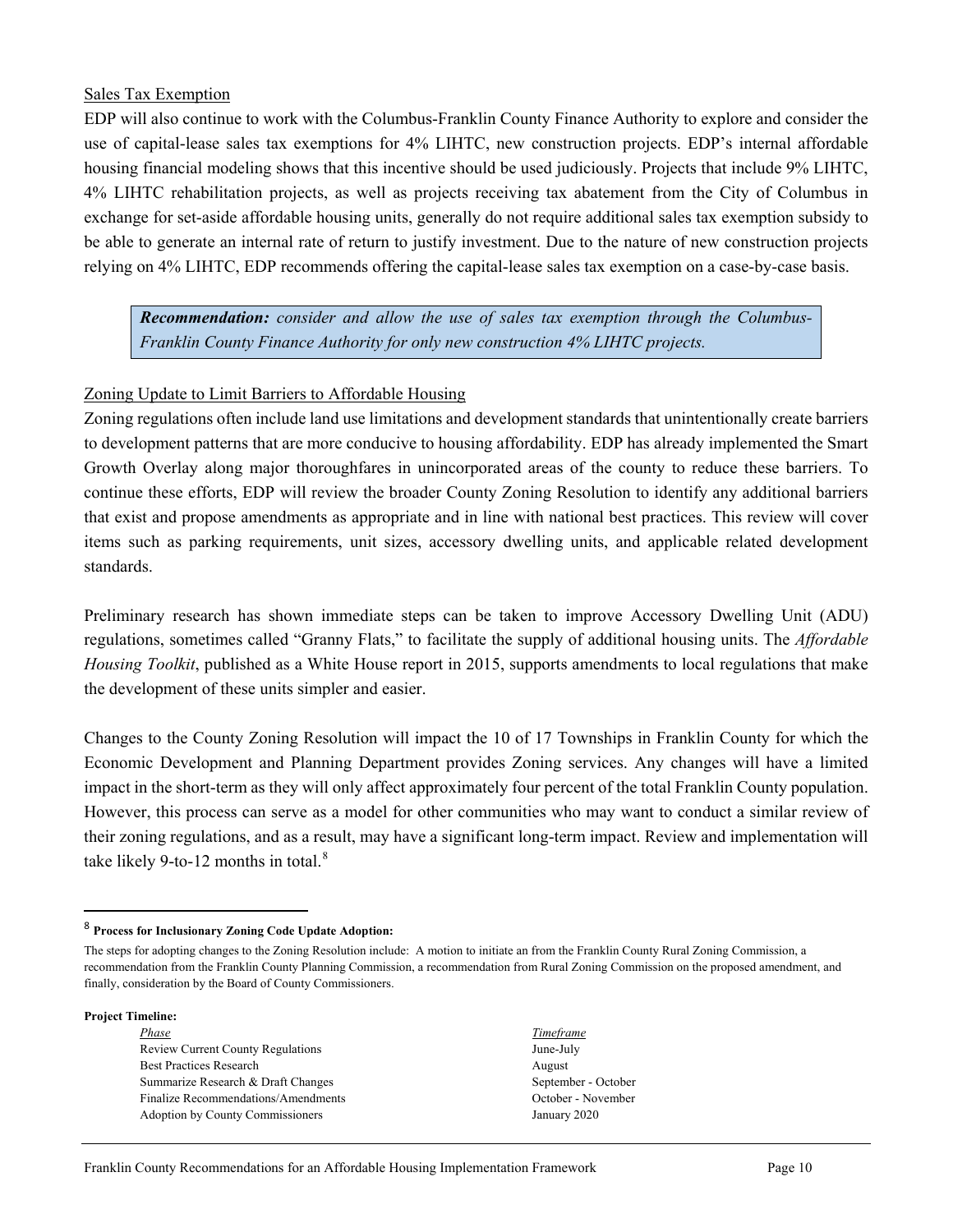Sales Tax Exemption

EDP will also continue to work with the Columbus-Franklin County Finance Authority to explore and consider the use of capital-lease sales tax exemptions for 4% LIHTC, new construction projects. EDP's internal affordable housing financial modeling shows that this incentive should be used judiciously. Projects that include 9% LIHTC, 4% LIHTC rehabilitation projects, as well as projects receiving tax abatement from the City of Columbus in exchange for set-aside affordable housing units, generally do not require additional sales tax exemption subsidy to be able to generate an internal rate of return to justify investment. Due to the nature of new construction projects relying on 4% LIHTC, EDP recommends offering the capital-lease sales tax exemption on a case-by-case basis.

> ***Recommendation:*** *consider and allow the use of sales tax exemption through the Columbus-Franklin County Finance Authority for only new construction 4% LIHTC projects.*

Zoning Update to Limit Barriers to Affordable Housing

Zoning regulations often include land use limitations and development standards that unintentionally create barriers to development patterns that are more conducive to housing affordability. EDP has already implemented the Smart Growth Overlay along major thoroughfares in unincorporated areas of the county to reduce these barriers. To continue these efforts, EDP will review the broader County Zoning Resolution to identify any additional barriers that exist and propose amendments as appropriate and in line with national best practices. This review will cover items such as parking requirements, unit sizes, accessory dwelling units, and applicable related development standards.

Preliminary research has shown immediate steps can be taken to improve Accessory Dwelling Unit (ADU) regulations, sometimes called "Granny Flats," to facilitate the supply of additional housing units. The *Affordable Housing Toolkit*, published as a White House report in 2015, supports amendments to local regulations that make the development of these units simpler and easier.

Changes to the County Zoning Resolution will impact the 10 of 17 Townships in Franklin County for which the Economic Development and Planning Department provides Zoning services. Any changes will have a limited impact in the short-term as they will only affect approximately four percent of the total Franklin County population. However, this process can serve as a model for other communities who may want to conduct a similar review of their zoning regulations, and as a result, may have a significant long-term impact. Review and implementation will take likely 9-to-12 months in total.[8]

---

[8] **Process for Inclusionary Zoning Code Update Adoption:**

The steps for adopting changes to the Zoning Resolution include: A motion to initiate an from the Franklin County Rural Zoning Commission, a recommendation from the Franklin County Planning Commission, a recommendation from Rural Zoning Commission on the proposed amendment, and finally, consideration by the Board of County Commissioners.

**Project Timeline:**

| *Phase* | *Timeframe* |
| --- | --- |
| Review Current County Regulations | June-July |
| Best Practices Research | August |
| Summarize Research & Draft Changes | September - October |
| Finalize Recommendations/Amendments | October - November |
| Adoption by County Commissioners | January 2020 |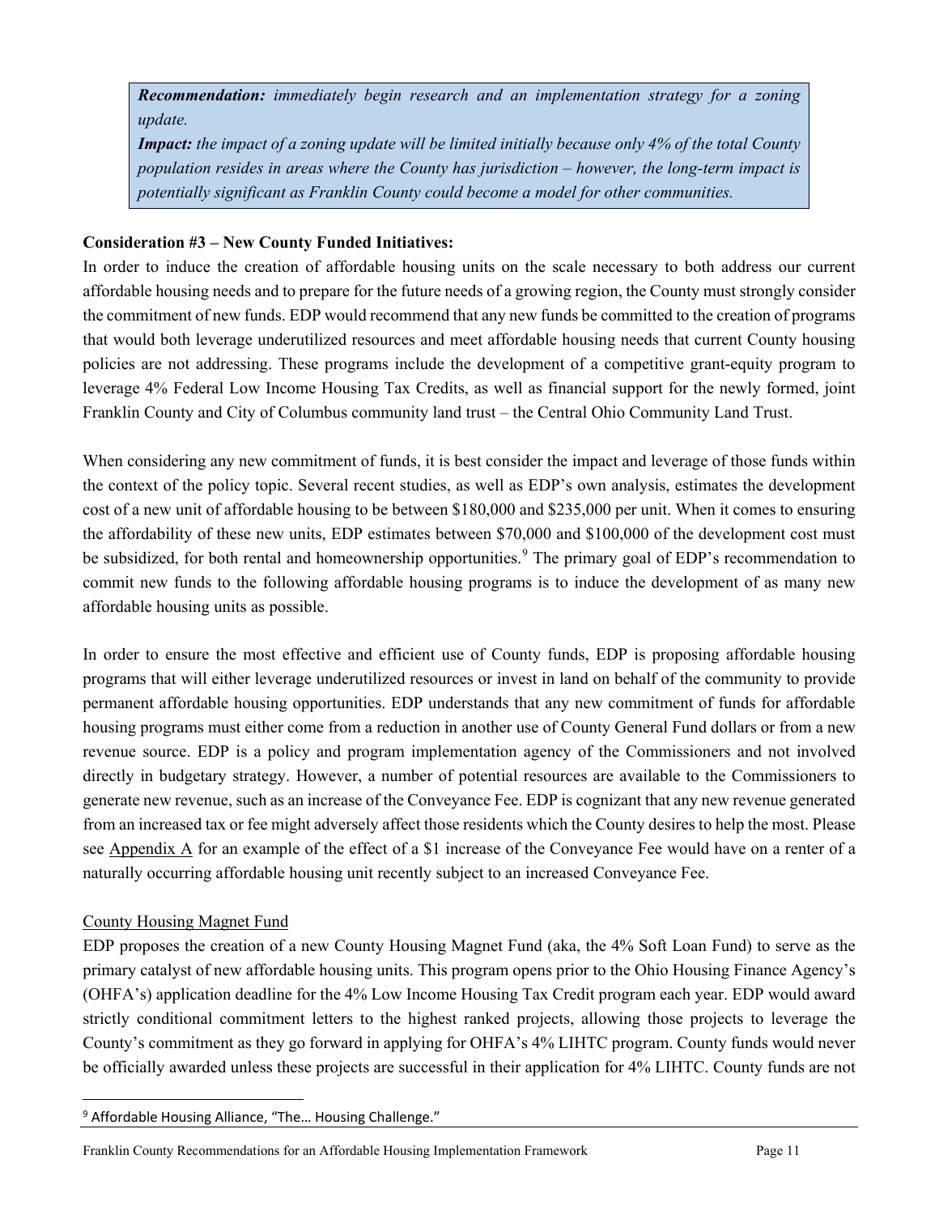> ***Recommendation:*** *immediately begin research and an implementation strategy for a zoning update.*
> ***Impact:*** *the impact of a zoning update will be limited initially because only 4% of the total County population resides in areas where the County has jurisdiction – however, the long-term impact is potentially significant as Franklin County could become a model for other communities.*

**Consideration #3 – New County Funded Initiatives:**

In order to induce the creation of affordable housing units on the scale necessary to both address our current affordable housing needs and to prepare for the future needs of a growing region, the County must strongly consider the commitment of new funds. EDP would recommend that any new funds be committed to the creation of programs that would both leverage underutilized resources and meet affordable housing needs that current County housing policies are not addressing. These programs include the development of a competitive grant-equity program to leverage 4% Federal Low Income Housing Tax Credits, as well as financial support for the newly formed, joint Franklin County and City of Columbus community land trust – the Central Ohio Community Land Trust.

When considering any new commitment of funds, it is best consider the impact and leverage of those funds within the context of the policy topic. Several recent studies, as well as EDP's own analysis, estimates the development cost of a new unit of affordable housing to be between $180,000 and $235,000 per unit. When it comes to ensuring the affordability of these new units, EDP estimates between $70,000 and $100,000 of the development cost must be subsidized, for both rental and homeownership opportunities.[9] The primary goal of EDP's recommendation to commit new funds to the following affordable housing programs is to induce the development of as many new affordable housing units as possible.

In order to ensure the most effective and efficient use of County funds, EDP is proposing affordable housing programs that will either leverage underutilized resources or invest in land on behalf of the community to provide permanent affordable housing opportunities. EDP understands that any new commitment of funds for affordable housing programs must either come from a reduction in another use of County General Fund dollars or from a new revenue source. EDP is a policy and program implementation agency of the Commissioners and not involved directly in budgetary strategy. However, a number of potential resources are available to the Commissioners to generate new revenue, such as an increase of the Conveyance Fee. EDP is cognizant that any new revenue generated from an increased tax or fee might adversely affect those residents which the County desires to help the most. Please see Appendix A for an example of the effect of a $1 increase of the Conveyance Fee would have on a renter of a naturally occurring affordable housing unit recently subject to an increased Conveyance Fee.

County Housing Magnet Fund

EDP proposes the creation of a new County Housing Magnet Fund (aka, the 4% Soft Loan Fund) to serve as the primary catalyst of new affordable housing units. This program opens prior to the Ohio Housing Finance Agency's (OHFA's) application deadline for the 4% Low Income Housing Tax Credit program each year. EDP would award strictly conditional commitment letters to the highest ranked projects, allowing those projects to leverage the County's commitment as they go forward in applying for OHFA's 4% LIHTC program. County funds would never be officially awarded unless these projects are successful in their application for 4% LIHTC. County funds are not

[9] Affordable Housing Alliance, "The… Housing Challenge."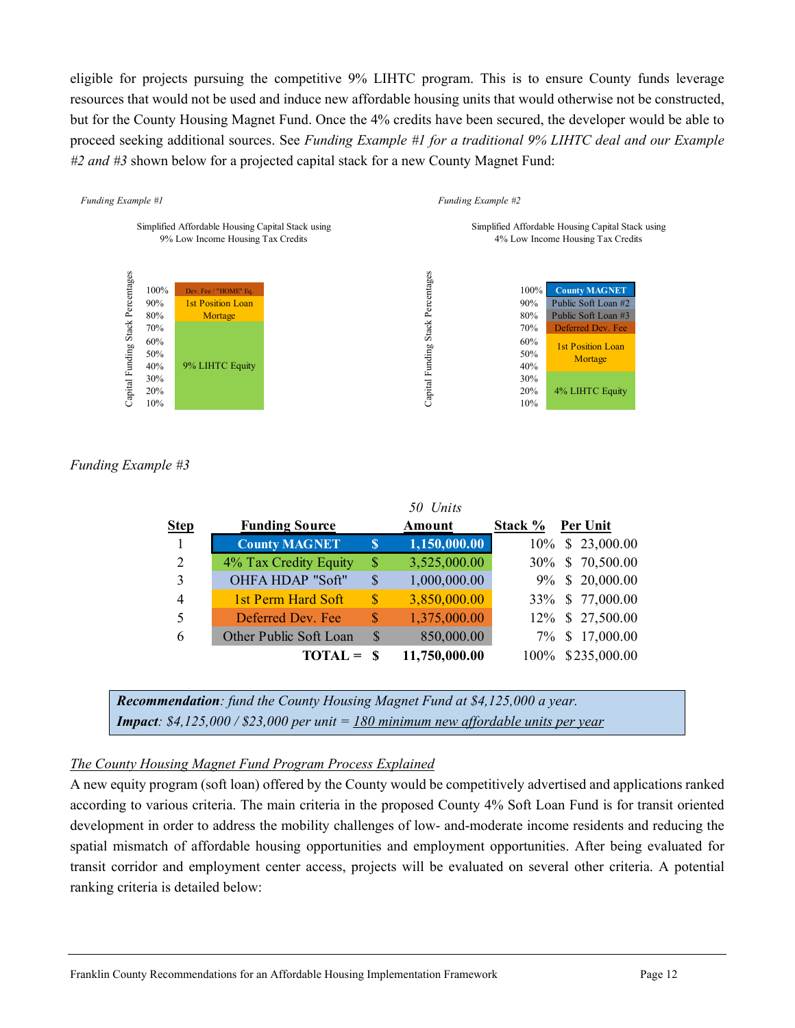eligible for projects pursuing the competitive 9% LIHTC program. This is to ensure County funds leverage resources that would not be used and induce new affordable housing units that would otherwise not be constructed, but for the County Housing Magnet Fund. Once the 4% credits have been secured, the developer would be able to proceed seeking additional sources. See *Funding Example #1 for a traditional 9% LIHTC deal and our Example #2 and #3* shown below for a projected capital stack for a new County Magnet Fund:

*Funding Example #1*

Simplified Affordable Housing Capital Stack using
9% Low Income Housing Tax Credits

Capital Funding Stack Percentages

100%
90%
80%
70%
60%
50%
40%
30%
20%
10%

Dev. Fee / "HOME" Eq.
1st Position Loan
Mortage
9% LIHTC Equity

*Funding Example #2*

Simplified Affordable Housing Capital Stack using
4% Low Income Housing Tax Credits

Capital Funding Stack Percentages

100%
90%
80%
70%
60%
50%
40%
30%
20%
10%

County MAGNET
Public Soft Loan #2
Public Soft Loan #3
Deferred Dev. Fee
1st Position Loan
Mortage
4% LIHTC Equity

*Funding Example #3*

| Step | Funding Source | | *50 Units* Amount | Stack % | Per Unit |
|---|---|---|---|---|---|
| 1 | County MAGNET | $ | 1,150,000.00 | 10% | $ 23,000.00 |
| 2 | 4% Tax Credity Equity | $ | 3,525,000.00 | 30% | $ 70,500.00 |
| 3 | OHFA HDAP "Soft" | $ | 1,000,000.00 | 9% | $ 20,000.00 |
| 4 | 1st Perm Hard Soft | $ | 3,850,000.00 | 33% | $ 77,000.00 |
| 5 | Deferred Dev. Fee | $ | 1,375,000.00 | 12% | $ 27,500.00 |
| 6 | Other Public Soft Loan | $ | 850,000.00 | 7% | $ 17,000.00 |
| | **TOTAL =** | **$** | **11,750,000.00** | 100% | $235,000.00 |

***Recommendation****: fund the County Housing Magnet Fund at $4,125,000 a year.*
***Impact****: $4,125,000 / $23,000 per unit = 180 minimum new affordable units per year*

*The County Housing Magnet Fund Program Process Explained*

A new equity program (soft loan) offered by the County would be competitively advertised and applications ranked according to various criteria. The main criteria in the proposed County 4% Soft Loan Fund is for transit oriented development in order to address the mobility challenges of low- and-moderate income residents and reducing the spatial mismatch of affordable housing opportunities and employment opportunities. After being evaluated for transit corridor and employment center access, projects will be evaluated on several other criteria. A potential ranking criteria is detailed below: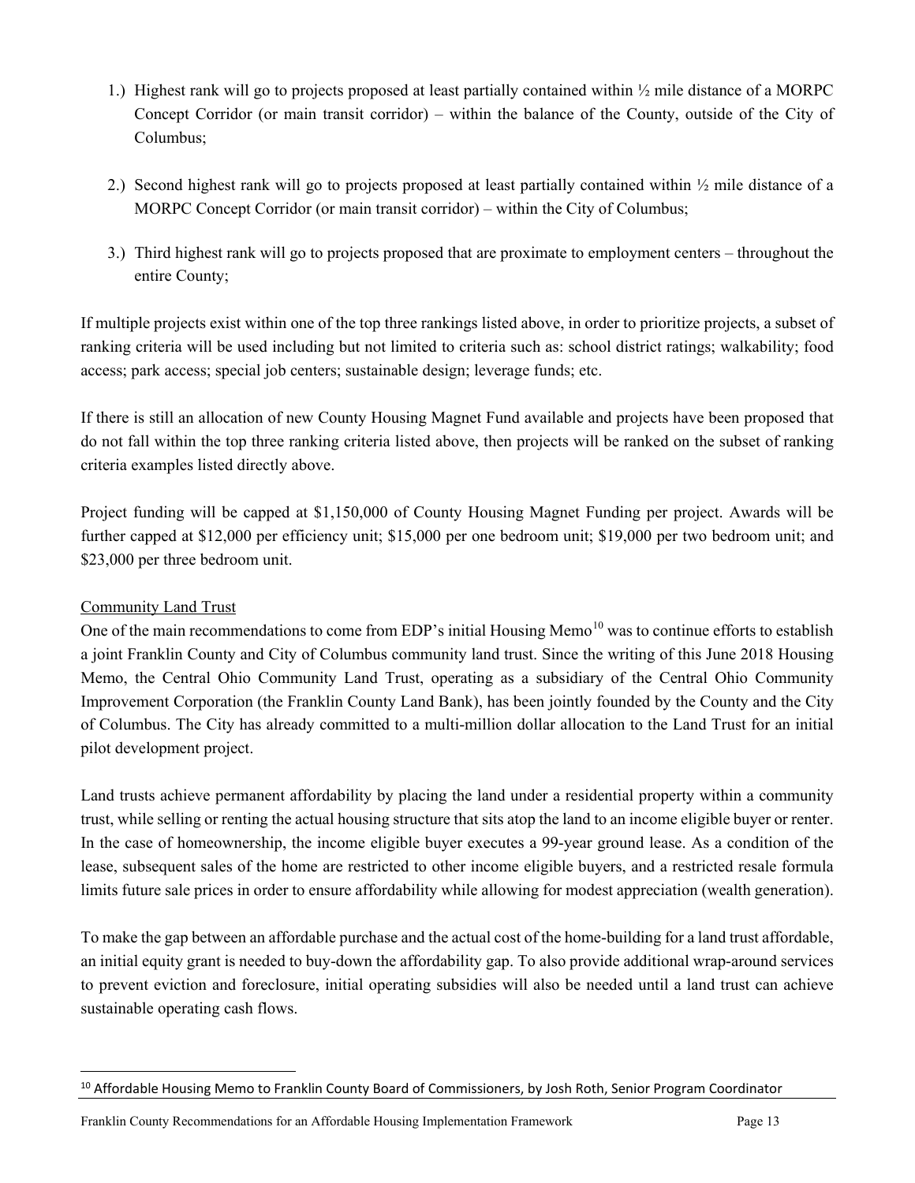1.) Highest rank will go to projects proposed at least partially contained within ½ mile distance of a MORPC Concept Corridor (or main transit corridor) – within the balance of the County, outside of the City of Columbus;

2.) Second highest rank will go to projects proposed at least partially contained within ½ mile distance of a MORPC Concept Corridor (or main transit corridor) – within the City of Columbus;

3.) Third highest rank will go to projects proposed that are proximate to employment centers – throughout the entire County;

If multiple projects exist within one of the top three rankings listed above, in order to prioritize projects, a subset of ranking criteria will be used including but not limited to criteria such as: school district ratings; walkability; food access; park access; special job centers; sustainable design; leverage funds; etc.

If there is still an allocation of new County Housing Magnet Fund available and projects have been proposed that do not fall within the top three ranking criteria listed above, then projects will be ranked on the subset of ranking criteria examples listed directly above.

Project funding will be capped at $1,150,000 of County Housing Magnet Funding per project. Awards will be further capped at $12,000 per efficiency unit; $15,000 per one bedroom unit; $19,000 per two bedroom unit; and $23,000 per three bedroom unit.

Community Land Trust

One of the main recommendations to come from EDP's initial Housing Memo[10] was to continue efforts to establish a joint Franklin County and City of Columbus community land trust. Since the writing of this June 2018 Housing Memo, the Central Ohio Community Land Trust, operating as a subsidiary of the Central Ohio Community Improvement Corporation (the Franklin County Land Bank), has been jointly founded by the County and the City of Columbus. The City has already committed to a multi-million dollar allocation to the Land Trust for an initial pilot development project.

Land trusts achieve permanent affordability by placing the land under a residential property within a community trust, while selling or renting the actual housing structure that sits atop the land to an income eligible buyer or renter. In the case of homeownership, the income eligible buyer executes a 99-year ground lease. As a condition of the lease, subsequent sales of the home are restricted to other income eligible buyers, and a restricted resale formula limits future sale prices in order to ensure affordability while allowing for modest appreciation (wealth generation).

To make the gap between an affordable purchase and the actual cost of the home-building for a land trust affordable, an initial equity grant is needed to buy-down the affordability gap. To also provide additional wrap-around services to prevent eviction and foreclosure, initial operating subsidies will also be needed until a land trust can achieve sustainable operating cash flows.

[10] Affordable Housing Memo to Franklin County Board of Commissioners, by Josh Roth, Senior Program Coordinator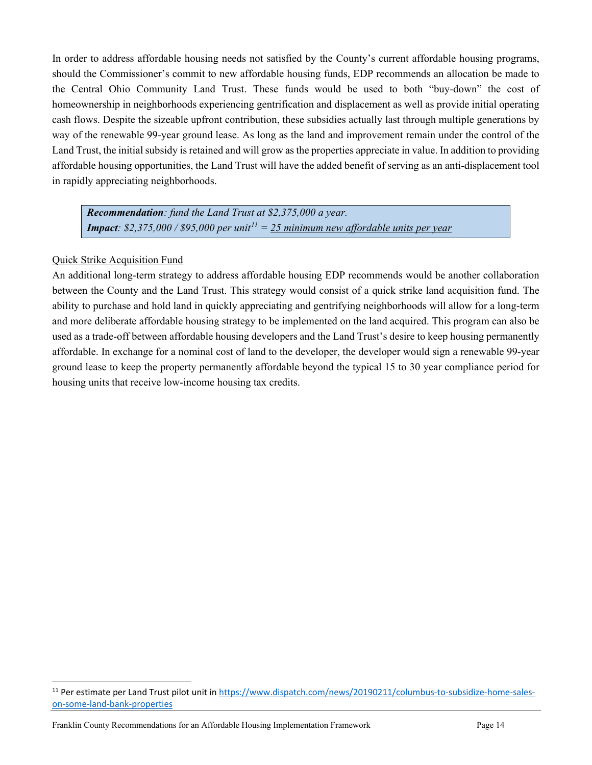In order to address affordable housing needs not satisfied by the County's current affordable housing programs, should the Commissioner's commit to new affordable housing funds, EDP recommends an allocation be made to the Central Ohio Community Land Trust. These funds would be used to both "buy-down" the cost of homeownership in neighborhoods experiencing gentrification and displacement as well as provide initial operating cash flows. Despite the sizeable upfront contribution, these subsidies actually last through multiple generations by way of the renewable 99-year ground lease. As long as the land and improvement remain under the control of the Land Trust, the initial subsidy is retained and will grow as the properties appreciate in value. In addition to providing affordable housing opportunities, the Land Trust will have the added benefit of serving as an anti-displacement tool in rapidly appreciating neighborhoods.

> ***Recommendation****: fund the Land Trust at $2,375,000 a year.*
> ***Impact****: $2,375,000 / $95,000 per unit*[11] *=* <u>*25 minimum new affordable units per year*</u>

<u>Quick Strike Acquisition Fund</u>

An additional long-term strategy to address affordable housing EDP recommends would be another collaboration between the County and the Land Trust. This strategy would consist of a quick strike land acquisition fund. The ability to purchase and hold land in quickly appreciating and gentrifying neighborhoods will allow for a long-term and more deliberate affordable housing strategy to be implemented on the land acquired. This program can also be used as a trade-off between affordable housing developers and the Land Trust's desire to keep housing permanently affordable. In exchange for a nominal cost of land to the developer, the developer would sign a renewable 99-year ground lease to keep the property permanently affordable beyond the typical 15 to 30 year compliance period for housing units that receive low-income housing tax credits.

---

[11] Per estimate per Land Trust pilot unit in https://www.dispatch.com/news/20190211/columbus-to-subsidize-home-sales-on-some-land-bank-properties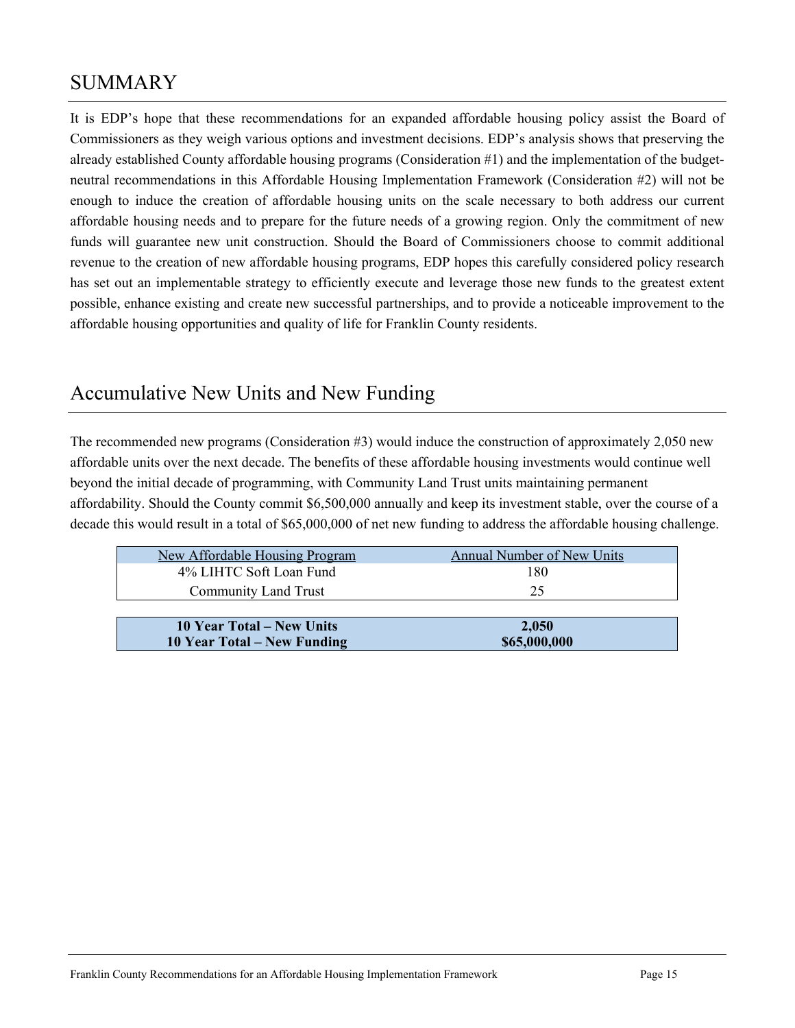## SUMMARY

It is EDP's hope that these recommendations for an expanded affordable housing policy assist the Board of Commissioners as they weigh various options and investment decisions. EDP's analysis shows that preserving the already established County affordable housing programs (Consideration #1) and the implementation of the budget-neutral recommendations in this Affordable Housing Implementation Framework (Consideration #2) will not be enough to induce the creation of affordable housing units on the scale necessary to both address our current affordable housing needs and to prepare for the future needs of a growing region. Only the commitment of new funds will guarantee new unit construction. Should the Board of Commissioners choose to commit additional revenue to the creation of new affordable housing programs, EDP hopes this carefully considered policy research has set out an implementable strategy to efficiently execute and leverage those new funds to the greatest extent possible, enhance existing and create new successful partnerships, and to provide a noticeable improvement to the affordable housing opportunities and quality of life for Franklin County residents.

## Accumulative New Units and New Funding

The recommended new programs (Consideration #3) would induce the construction of approximately 2,050 new affordable units over the next decade. The benefits of these affordable housing investments would continue well beyond the initial decade of programming, with Community Land Trust units maintaining permanent affordability. Should the County commit $6,500,000 annually and keep its investment stable, over the course of a decade this would result in a total of $65,000,000 of net new funding to address the affordable housing challenge.

| New Affordable Housing Program | Annual Number of New Units |
|---|---|
| 4% LIHTC Soft Loan Fund | 180 |
| Community Land Trust | 25 |
| | |
| **10 Year Total – New Units** | **2,050** |
| **10 Year Total – New Funding** | **$65,000,000** |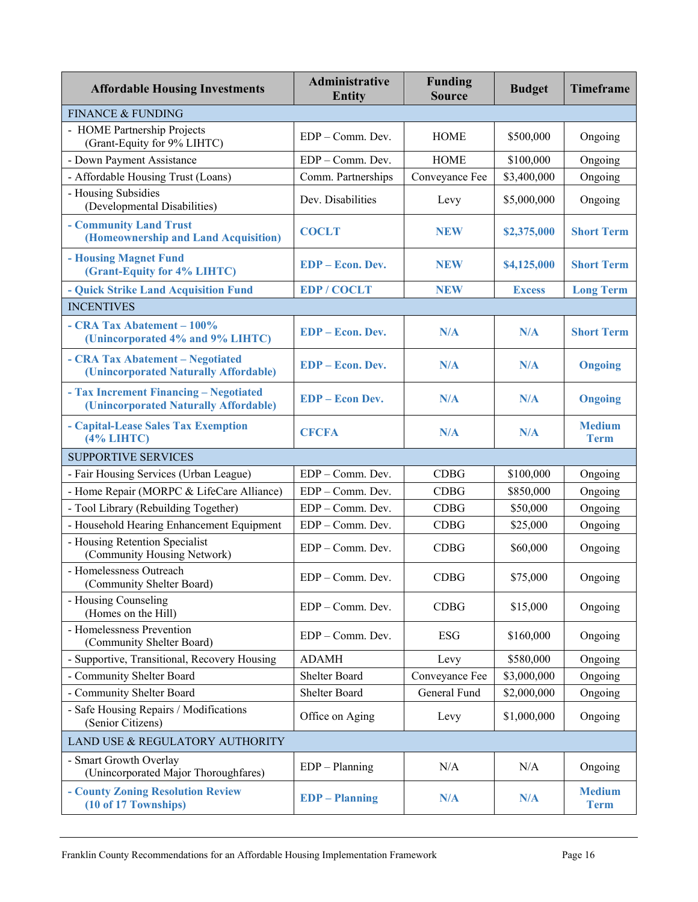| Affordable Housing Investments | Administrative Entity | Funding Source | Budget | Timeframe |
|---|---|---|---|---|
| FINANCE & FUNDING | | | | |
| - HOME Partnership Projects (Grant-Equity for 9% LIHTC) | EDP – Comm. Dev. | HOME | $500,000 | Ongoing |
| - Down Payment Assistance | EDP – Comm. Dev. | HOME | $100,000 | Ongoing |
| - Affordable Housing Trust (Loans) | Comm. Partnerships | Conveyance Fee | $3,400,000 | Ongoing |
| - Housing Subsidies (Developmental Disabilities) | Dev. Disabilities | Levy | $5,000,000 | Ongoing |
| **- Community Land Trust (Homeownership and Land Acquisition)** | **COCLT** | **NEW** | **$2,375,000** | **Short Term** |
| **- Housing Magnet Fund (Grant-Equity for 4% LIHTC)** | **EDP – Econ. Dev.** | **NEW** | **$4,125,000** | **Short Term** |
| **- Quick Strike Land Acquisition Fund** | **EDP / COCLT** | **NEW** | **Excess** | **Long Term** |
| INCENTIVES | | | | |
| **- CRA Tax Abatement – 100% (Unincorporated 4% and 9% LIHTC)** | **EDP – Econ. Dev.** | **N/A** | **N/A** | **Short Term** |
| **- CRA Tax Abatement – Negotiated (Unincorporated Naturally Affordable)** | **EDP – Econ. Dev.** | **N/A** | **N/A** | **Ongoing** |
| **- Tax Increment Financing – Negotiated (Unincorporated Naturally Affordable)** | **EDP – Econ Dev.** | **N/A** | **N/A** | **Ongoing** |
| **- Capital-Lease Sales Tax Exemption (4% LIHTC)** | **CFCFA** | **N/A** | **N/A** | **Medium Term** |
| SUPPORTIVE SERVICES | | | | |
| - Fair Housing Services (Urban League) | EDP – Comm. Dev. | CDBG | $100,000 | Ongoing |
| - Home Repair (MORPC & LifeCare Alliance) | EDP – Comm. Dev. | CDBG | $850,000 | Ongoing |
| - Tool Library (Rebuilding Together) | EDP – Comm. Dev. | CDBG | $50,000 | Ongoing |
| - Household Hearing Enhancement Equipment | EDP – Comm. Dev. | CDBG | $25,000 | Ongoing |
| - Housing Retention Specialist (Community Housing Network) | EDP – Comm. Dev. | CDBG | $60,000 | Ongoing |
| - Homelessness Outreach (Community Shelter Board) | EDP – Comm. Dev. | CDBG | $75,000 | Ongoing |
| - Housing Counseling (Homes on the Hill) | EDP – Comm. Dev. | CDBG | $15,000 | Ongoing |
| - Homelessness Prevention (Community Shelter Board) | EDP – Comm. Dev. | ESG | $160,000 | Ongoing |
| - Supportive, Transitional, Recovery Housing | ADAMH | Levy | $580,000 | Ongoing |
| - Community Shelter Board | Shelter Board | Conveyance Fee | $3,000,000 | Ongoing |
| - Community Shelter Board | Shelter Board | General Fund | $2,000,000 | Ongoing |
| - Safe Housing Repairs / Modifications (Senior Citizens) | Office on Aging | Levy | $1,000,000 | Ongoing |
| LAND USE & REGULATORY AUTHORITY | | | | |
| - Smart Growth Overlay (Unincorporated Major Thoroughfares) | EDP – Planning | N/A | N/A | Ongoing |
| **- County Zoning Resolution Review (10 of 17 Townships)** | **EDP – Planning** | **N/A** | **N/A** | **Medium Term** |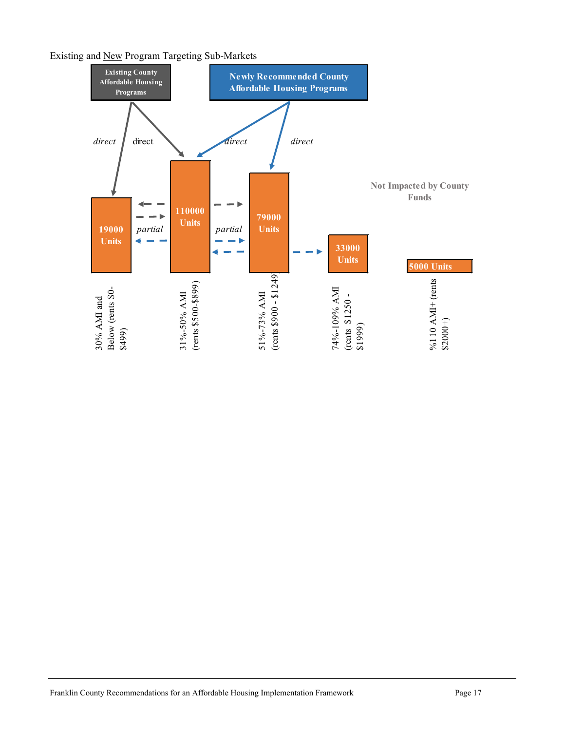Existing and New Program Targeting Sub-Markets

Existing County Affordable Housing Programs

Newly Recommended County Affordable Housing Programs

direct

direct

direct

direct

partial

partial

19000 Units

110000 Units

79000 Units

33000 Units

5000 Units

Not Impacted by County Funds

30% AMI and Below (rents $0-$499)

31%-50% AMI (rents $500-$899)

51%-73% AMI (rents $900 - $1249

74%-109% AMI (rents $1250 - $1999)

%110 AMI+ (rents $2000+)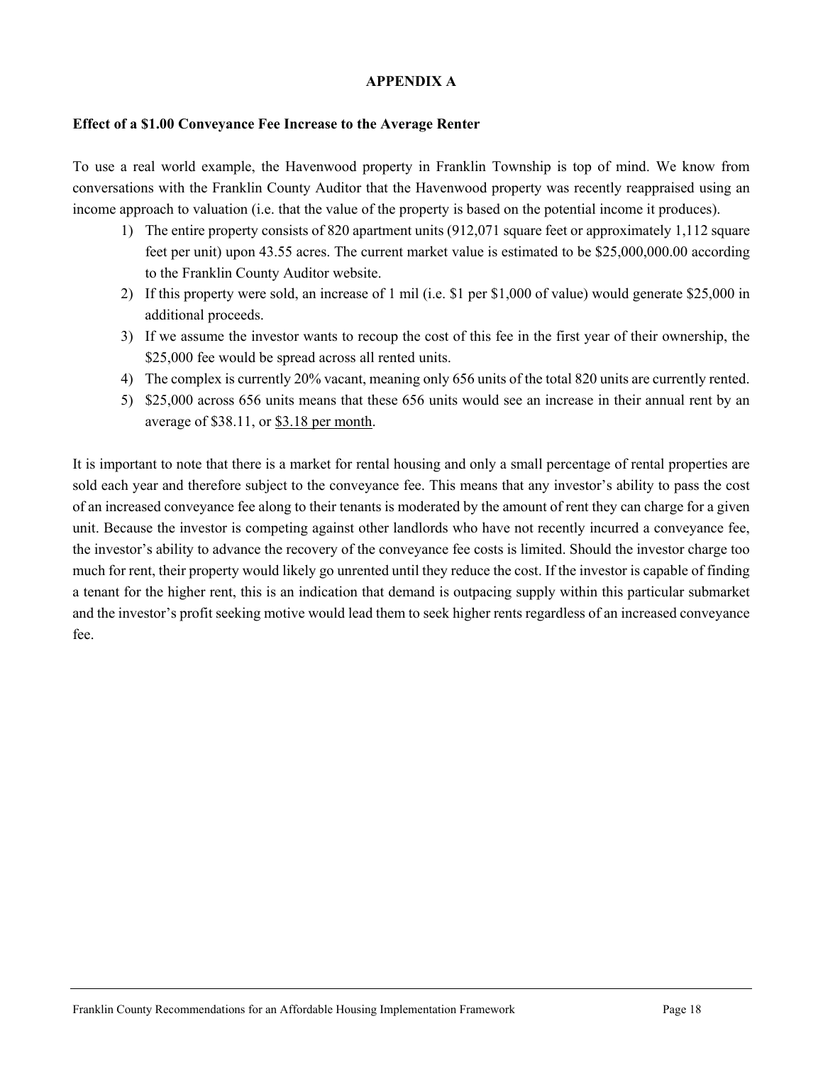# APPENDIX A

**Effect of a $1.00 Conveyance Fee Increase to the Average Renter**

To use a real world example, the Havenwood property in Franklin Township is top of mind. We know from conversations with the Franklin County Auditor that the Havenwood property was recently reappraised using an income approach to valuation (i.e. that the value of the property is based on the potential income it produces).

1) The entire property consists of 820 apartment units (912,071 square feet or approximately 1,112 square feet per unit) upon 43.55 acres. The current market value is estimated to be $25,000,000.00 according to the Franklin County Auditor website.
2) If this property were sold, an increase of 1 mil (i.e. $1 per $1,000 of value) would generate $25,000 in additional proceeds.
3) If we assume the investor wants to recoup the cost of this fee in the first year of their ownership, the $25,000 fee would be spread across all rented units.
4) The complex is currently 20% vacant, meaning only 656 units of the total 820 units are currently rented.
5) $25,000 across 656 units means that these 656 units would see an increase in their annual rent by an average of $38.11, or <u>$3.18 per month</u>.

It is important to note that there is a market for rental housing and only a small percentage of rental properties are sold each year and therefore subject to the conveyance fee. This means that any investor's ability to pass the cost of an increased conveyance fee along to their tenants is moderated by the amount of rent they can charge for a given unit. Because the investor is competing against other landlords who have not recently incurred a conveyance fee, the investor's ability to advance the recovery of the conveyance fee costs is limited. Should the investor charge too much for rent, their property would likely go unrented until they reduce the cost. If the investor is capable of finding a tenant for the higher rent, this is an indication that demand is outpacing supply within this particular submarket and the investor's profit seeking motive would lead them to seek higher rents regardless of an increased conveyance fee.